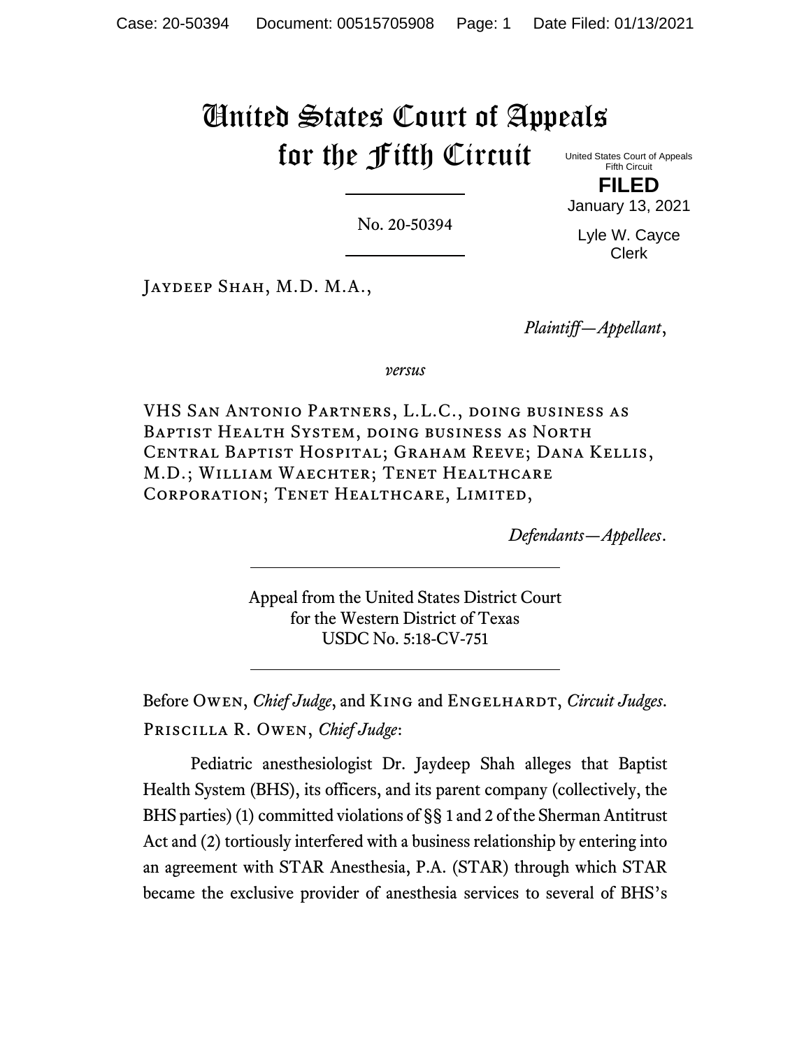# United States Court of Appeals for the Fifth Circuit

United States Court of Appeals
Fifth Circuit

**FILED**

January 13, 2021

Lyle W. Cayce
Clerk

---

No. 20-50394

---

Jaydeep Shah, M.D. M.A.,

*Plaintiff—Appellant*,

*versus*

VHS San Antonio Partners, L.L.C., doing business as Baptist Health System, doing business as North Central Baptist Hospital; Graham Reeve; Dana Kellis, M.D.; William Waechter; Tenet Healthcare Corporation; Tenet Healthcare, Limited,

*Defendants—Appellees*.

---

Appeal from the United States District Court
for the Western District of Texas
USDC No. 5:18-CV-751

---

Before Owen, *Chief Judge*, and King and Engelhardt, *Circuit Judges*.

Priscilla R. Owen, *Chief Judge*:

Pediatric anesthesiologist Dr. Jaydeep Shah alleges that Baptist Health System (BHS), its officers, and its parent company (collectively, the BHS parties) (1) committed violations of §§ 1 and 2 of the Sherman Antitrust Act and (2) tortiously interfered with a business relationship by entering into an agreement with STAR Anesthesia, P.A. (STAR) through which STAR became the exclusive provider of anesthesia services to several of BHS's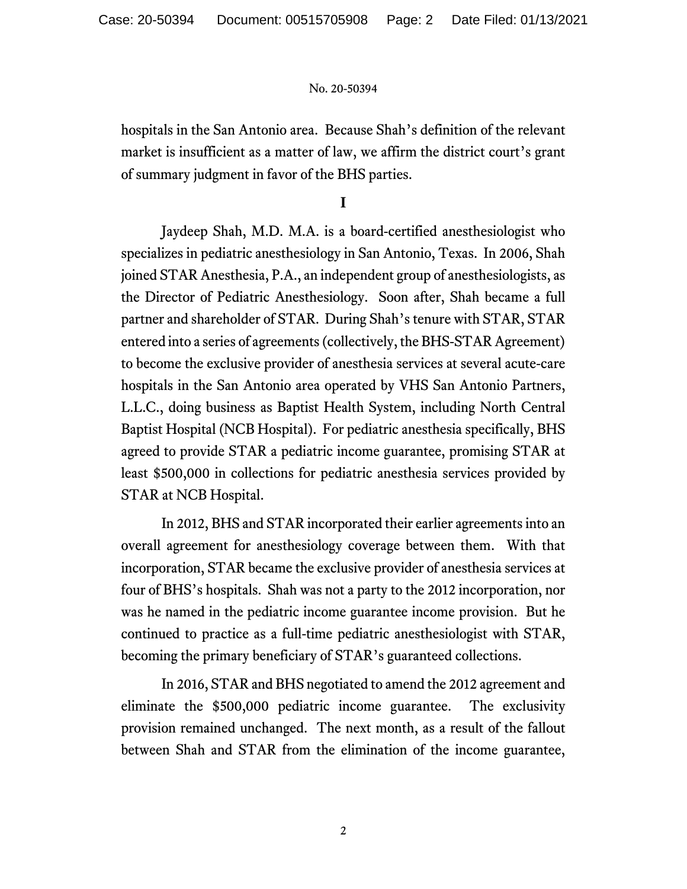hospitals in the San Antonio area. Because Shah's definition of the relevant market is insufficient as a matter of law, we affirm the district court's grant of summary judgment in favor of the BHS parties.

## I

Jaydeep Shah, M.D. M.A. is a board-certified anesthesiologist who specializes in pediatric anesthesiology in San Antonio, Texas. In 2006, Shah joined STAR Anesthesia, P.A., an independent group of anesthesiologists, as the Director of Pediatric Anesthesiology. Soon after, Shah became a full partner and shareholder of STAR. During Shah's tenure with STAR, STAR entered into a series of agreements (collectively, the BHS-STAR Agreement) to become the exclusive provider of anesthesia services at several acute-care hospitals in the San Antonio area operated by VHS San Antonio Partners, L.L.C., doing business as Baptist Health System, including North Central Baptist Hospital (NCB Hospital). For pediatric anesthesia specifically, BHS agreed to provide STAR a pediatric income guarantee, promising STAR at least $500,000 in collections for pediatric anesthesia services provided by STAR at NCB Hospital.

In 2012, BHS and STAR incorporated their earlier agreements into an overall agreement for anesthesiology coverage between them. With that incorporation, STAR became the exclusive provider of anesthesia services at four of BHS's hospitals. Shah was not a party to the 2012 incorporation, nor was he named in the pediatric income guarantee income provision. But he continued to practice as a full-time pediatric anesthesiologist with STAR, becoming the primary beneficiary of STAR's guaranteed collections.

In 2016, STAR and BHS negotiated to amend the 2012 agreement and eliminate the $500,000 pediatric income guarantee. The exclusivity provision remained unchanged. The next month, as a result of the fallout between Shah and STAR from the elimination of the income guarantee,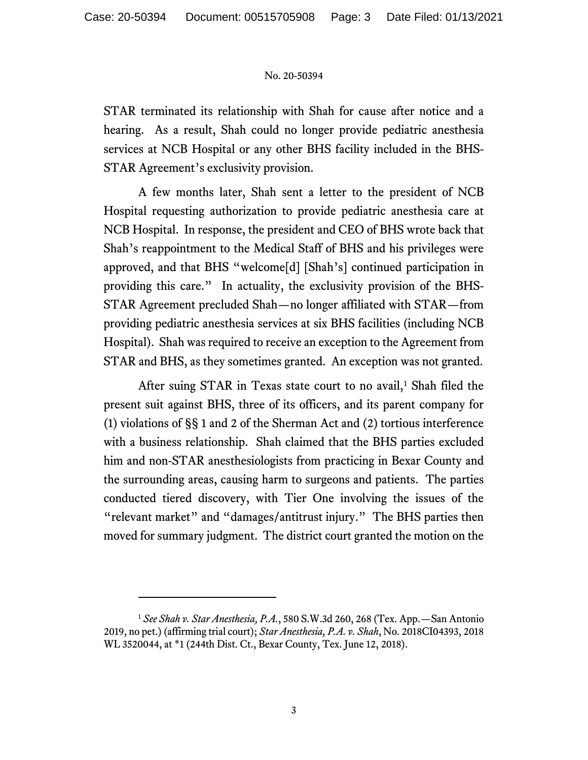STAR terminated its relationship with Shah for cause after notice and a hearing. As a result, Shah could no longer provide pediatric anesthesia services at NCB Hospital or any other BHS facility included in the BHS-STAR Agreement's exclusivity provision.

A few months later, Shah sent a letter to the president of NCB Hospital requesting authorization to provide pediatric anesthesia care at NCB Hospital. In response, the president and CEO of BHS wrote back that Shah's reappointment to the Medical Staff of BHS and his privileges were approved, and that BHS "welcome[d] [Shah's] continued participation in providing this care." In actuality, the exclusivity provision of the BHS-STAR Agreement precluded Shah—no longer affiliated with STAR—from providing pediatric anesthesia services at six BHS facilities (including NCB Hospital). Shah was required to receive an exception to the Agreement from STAR and BHS, as they sometimes granted. An exception was not granted.

After suing STAR in Texas state court to no avail,[1] Shah filed the present suit against BHS, three of its officers, and its parent company for (1) violations of §§ 1 and 2 of the Sherman Act and (2) tortious interference with a business relationship. Shah claimed that the BHS parties excluded him and non-STAR anesthesiologists from practicing in Bexar County and the surrounding areas, causing harm to surgeons and patients. The parties conducted tiered discovery, with Tier One involving the issues of the "relevant market" and "damages/antitrust injury." The BHS parties then moved for summary judgment. The district court granted the motion on the

---

[1] *See Shah v. Star Anesthesia, P.A.*, 580 S.W.3d 260, 268 (Tex. App.—San Antonio 2019, no pet.) (affirming trial court); *Star Anesthesia, P.A. v. Shah*, No. 2018CI04393, 2018 WL 3520044, at *1 (244th Dist. Ct., Bexar County, Tex. June 12, 2018).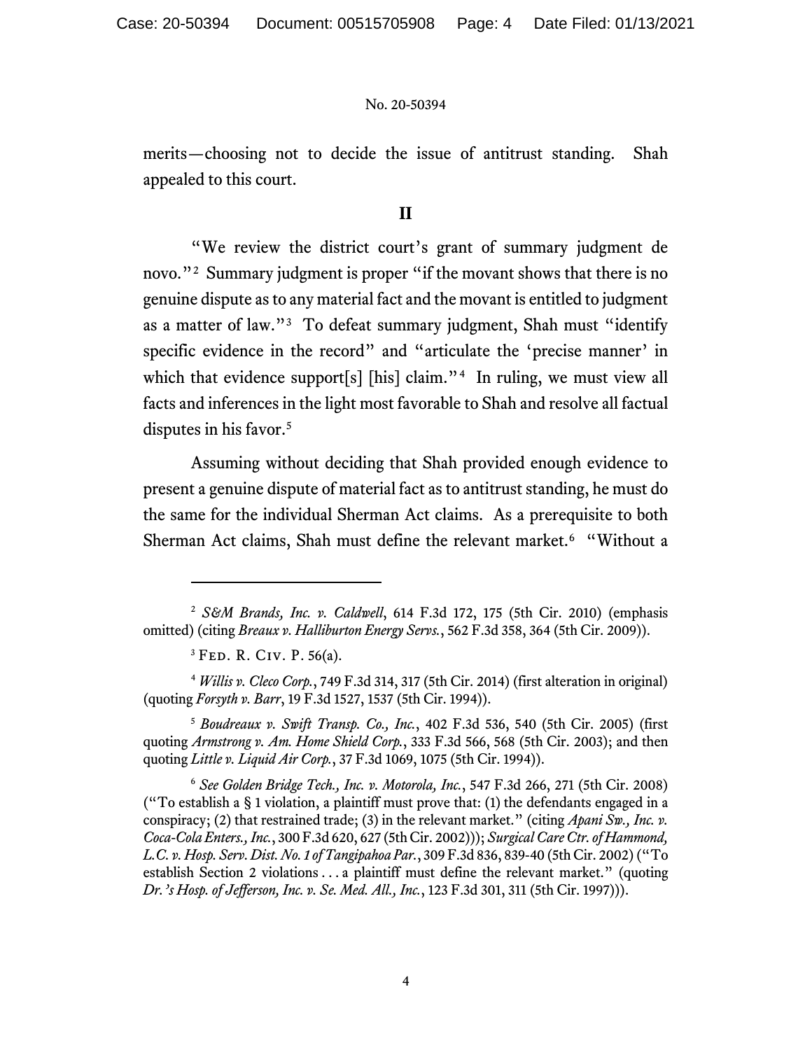merits—choosing not to decide the issue of antitrust standing. Shah appealed to this court.

## II

"We review the district court's grant of summary judgment de novo."[2] Summary judgment is proper "if the movant shows that there is no genuine dispute as to any material fact and the movant is entitled to judgment as a matter of law."[3] To defeat summary judgment, Shah must "identify specific evidence in the record" and "articulate the 'precise manner' in which that evidence support[s] [his] claim."[4] In ruling, we must view all facts and inferences in the light most favorable to Shah and resolve all factual disputes in his favor.[5]

Assuming without deciding that Shah provided enough evidence to present a genuine dispute of material fact as to antitrust standing, he must do the same for the individual Sherman Act claims. As a prerequisite to both Sherman Act claims, Shah must define the relevant market.[6] "Without a

---

[2] *S&M Brands, Inc. v. Caldwell*, 614 F.3d 172, 175 (5th Cir. 2010) (emphasis omitted) (citing *Breaux v. Halliburton Energy Servs.*, 562 F.3d 358, 364 (5th Cir. 2009)).

[3] Fed. R. Civ. P. 56(a).

[4] *Willis v. Cleco Corp.*, 749 F.3d 314, 317 (5th Cir. 2014) (first alteration in original) (quoting *Forsyth v. Barr*, 19 F.3d 1527, 1537 (5th Cir. 1994)).

[5] *Boudreaux v. Swift Transp. Co., Inc.*, 402 F.3d 536, 540 (5th Cir. 2005) (first quoting *Armstrong v. Am. Home Shield Corp.*, 333 F.3d 566, 568 (5th Cir. 2003); and then quoting *Little v. Liquid Air Corp.*, 37 F.3d 1069, 1075 (5th Cir. 1994)).

[6] *See Golden Bridge Tech., Inc. v. Motorola, Inc.*, 547 F.3d 266, 271 (5th Cir. 2008) ("To establish a § 1 violation, a plaintiff must prove that: (1) the defendants engaged in a conspiracy; (2) that restrained trade; (3) in the relevant market." (citing *Apani Sw., Inc. v. Coca-Cola Enters., Inc.*, 300 F.3d 620, 627 (5th Cir. 2002))); *Surgical Care Ctr. of Hammond, L.C. v. Hosp. Serv. Dist. No. 1 of Tangipahoa Par.*, 309 F.3d 836, 839-40 (5th Cir. 2002) ("To establish Section 2 violations . . . a plaintiff must define the relevant market." (quoting *Dr.'s Hosp. of Jefferson, Inc. v. Se. Med. All., Inc.*, 123 F.3d 301, 311 (5th Cir. 1997))).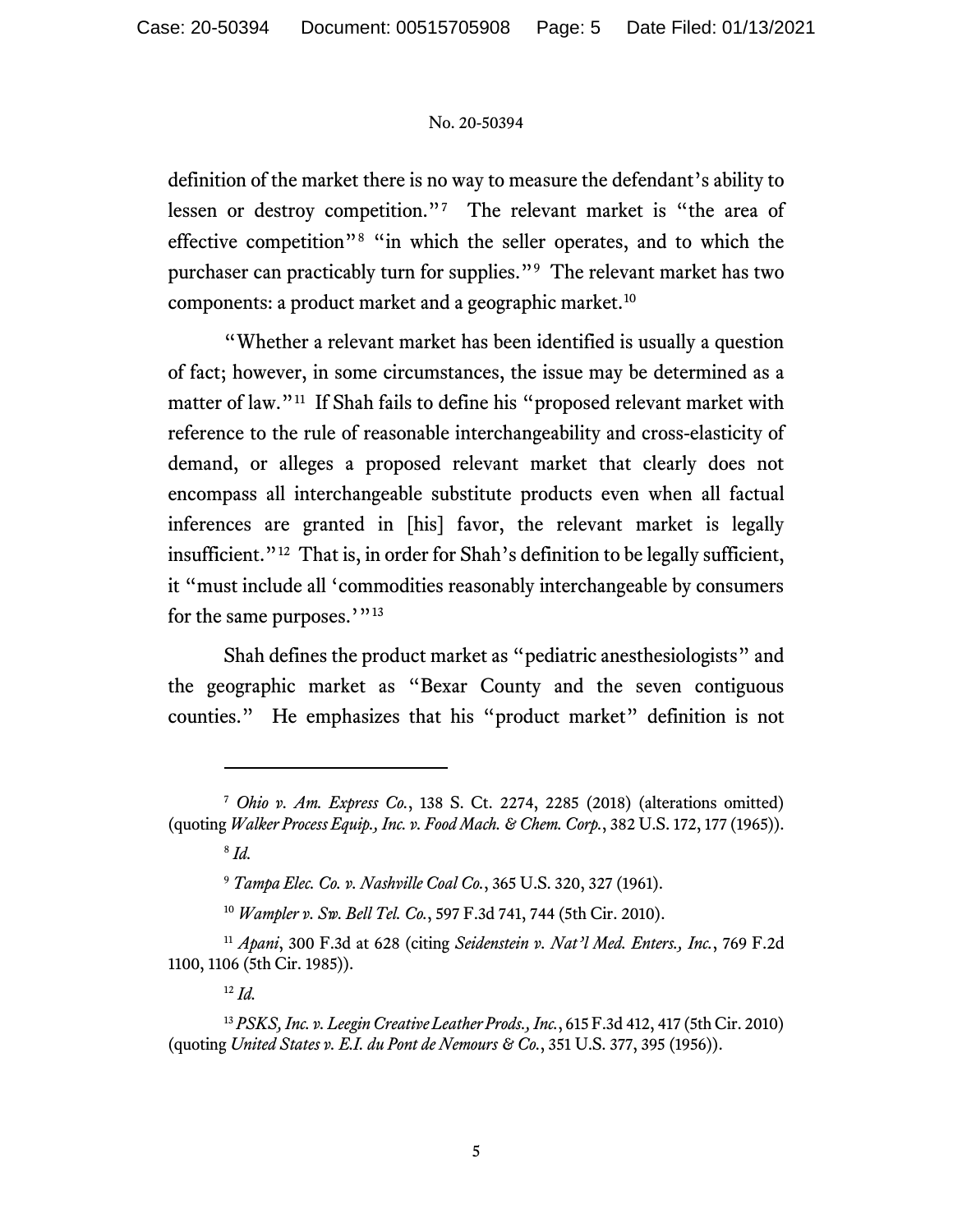definition of the market there is no way to measure the defendant's ability to lessen or destroy competition."[7] The relevant market is "the area of effective competition"[8] "in which the seller operates, and to which the purchaser can practicably turn for supplies."[9] The relevant market has two components: a product market and a geographic market.[10]

"Whether a relevant market has been identified is usually a question of fact; however, in some circumstances, the issue may be determined as a matter of law."[11] If Shah fails to define his "proposed relevant market with reference to the rule of reasonable interchangeability and cross-elasticity of demand, or alleges a proposed relevant market that clearly does not encompass all interchangeable substitute products even when all factual inferences are granted in [his] favor, the relevant market is legally insufficient."[12] That is, in order for Shah's definition to be legally sufficient, it "must include all 'commodities reasonably interchangeable by consumers for the same purposes.'"[13]

Shah defines the product market as "pediatric anesthesiologists" and the geographic market as "Bexar County and the seven contiguous counties." He emphasizes that his "product market" definition is not

---

[7] *Ohio v. Am. Express Co.*, 138 S. Ct. 2274, 2285 (2018) (alterations omitted) (quoting *Walker Process Equip., Inc. v. Food Mach. & Chem. Corp.*, 382 U.S. 172, 177 (1965)).

[8] *Id.*

[9] *Tampa Elec. Co. v. Nashville Coal Co.*, 365 U.S. 320, 327 (1961).

[10] *Wampler v. Sw. Bell Tel. Co.*, 597 F.3d 741, 744 (5th Cir. 2010).

[11] *Apani*, 300 F.3d at 628 (citing *Seidenstein v. Nat'l Med. Enters., Inc.*, 769 F.2d 1100, 1106 (5th Cir. 1985)).

[12] *Id.*

[13] *PSKS, Inc. v. Leegin Creative Leather Prods., Inc.*, 615 F.3d 412, 417 (5th Cir. 2010) (quoting *United States v. E.I. du Pont de Nemours & Co.*, 351 U.S. 377, 395 (1956)).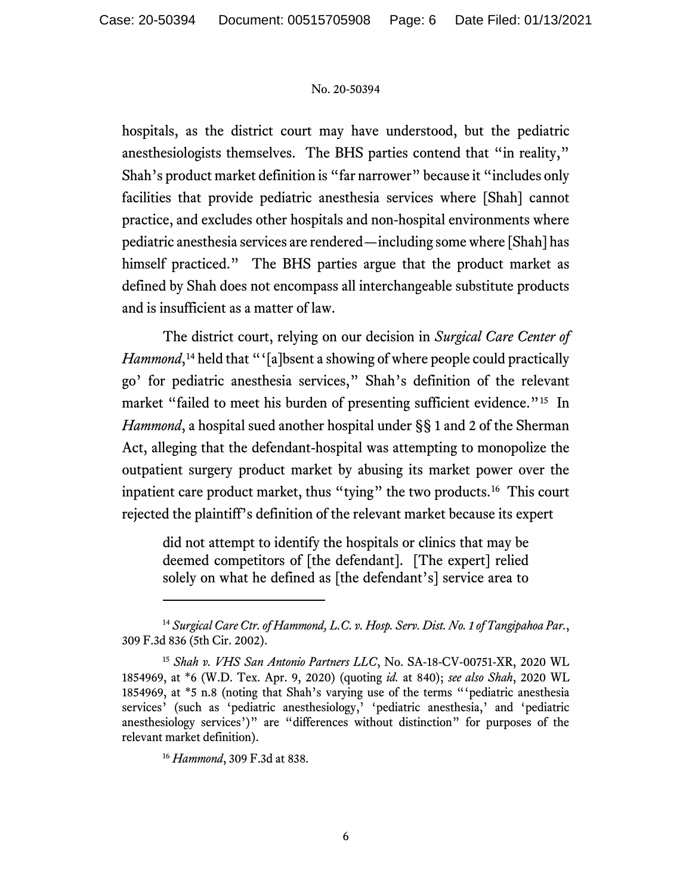hospitals, as the district court may have understood, but the pediatric anesthesiologists themselves. The BHS parties contend that "in reality," Shah's product market definition is "far narrower" because it "includes only facilities that provide pediatric anesthesia services where [Shah] cannot practice, and excludes other hospitals and non-hospital environments where pediatric anesthesia services are rendered—including some where [Shah] has himself practiced." The BHS parties argue that the product market as defined by Shah does not encompass all interchangeable substitute products and is insufficient as a matter of law.

The district court, relying on our decision in *Surgical Care Center of Hammond*,[14] held that "'[a]bsent a showing of where people could practically go' for pediatric anesthesia services," Shah's definition of the relevant market "failed to meet his burden of presenting sufficient evidence."[15] In *Hammond*, a hospital sued another hospital under §§ 1 and 2 of the Sherman Act, alleging that the defendant-hospital was attempting to monopolize the outpatient surgery product market by abusing its market power over the inpatient care product market, thus "tying" the two products.[16] This court rejected the plaintiff's definition of the relevant market because its expert

> did not attempt to identify the hospitals or clinics that may be deemed competitors of [the defendant]. [The expert] relied solely on what he defined as [the defendant's] service area to

---

[14] *Surgical Care Ctr. of Hammond, L.C. v. Hosp. Serv. Dist. No. 1 of Tangipahoa Par.*, 309 F.3d 836 (5th Cir. 2002).

[15] *Shah v. VHS San Antonio Partners LLC*, No. SA-18-CV-00751-XR, 2020 WL 1854969, at *6 (W.D. Tex. Apr. 9, 2020) (quoting *id.* at 840); *see also Shah*, 2020 WL 1854969, at *5 n.8 (noting that Shah's varying use of the terms "'pediatric anesthesia services' (such as 'pediatric anesthesiology,' 'pediatric anesthesia,' and 'pediatric anesthesiology services')" are "differences without distinction" for purposes of the relevant market definition).

[16] *Hammond*, 309 F.3d at 838.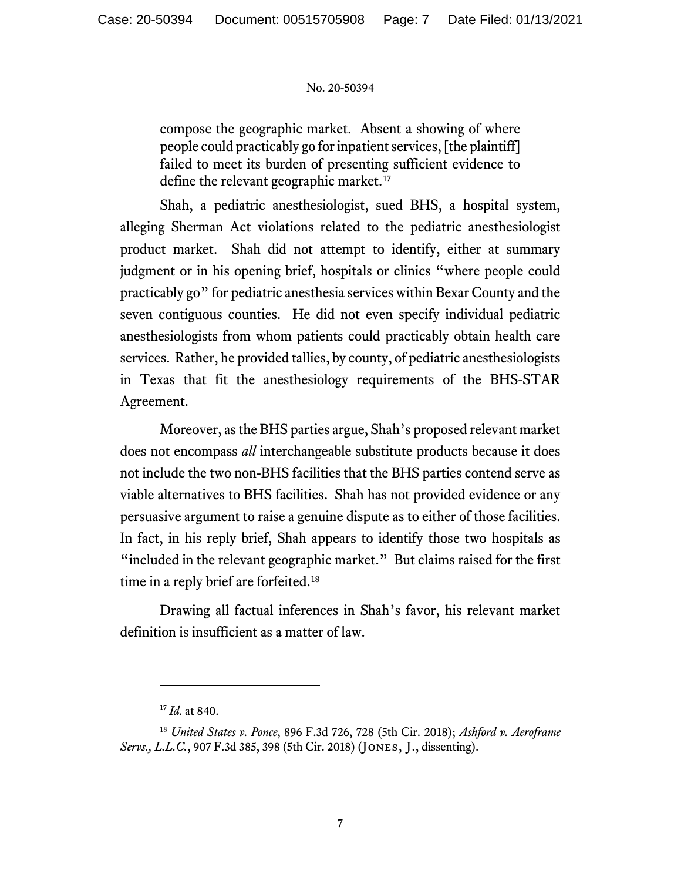> compose the geographic market. Absent a showing of where people could practicably go for inpatient services, [the plaintiff] failed to meet its burden of presenting sufficient evidence to define the relevant geographic market.[17]

Shah, a pediatric anesthesiologist, sued BHS, a hospital system, alleging Sherman Act violations related to the pediatric anesthesiologist product market. Shah did not attempt to identify, either at summary judgment or in his opening brief, hospitals or clinics "where people could practicably go" for pediatric anesthesia services within Bexar County and the seven contiguous counties. He did not even specify individual pediatric anesthesiologists from whom patients could practicably obtain health care services. Rather, he provided tallies, by county, of pediatric anesthesiologists in Texas that fit the anesthesiology requirements of the BHS-STAR Agreement.

Moreover, as the BHS parties argue, Shah's proposed relevant market does not encompass *all* interchangeable substitute products because it does not include the two non-BHS facilities that the BHS parties contend serve as viable alternatives to BHS facilities. Shah has not provided evidence or any persuasive argument to raise a genuine dispute as to either of those facilities. In fact, in his reply brief, Shah appears to identify those two hospitals as "included in the relevant geographic market." But claims raised for the first time in a reply brief are forfeited.[18]

Drawing all factual inferences in Shah's favor, his relevant market definition is insufficient as a matter of law.

---

[17] *Id.* at 840.

[18] *United States v. Ponce*, 896 F.3d 726, 728 (5th Cir. 2018); *Ashford v. Aeroframe Servs., L.L.C.*, 907 F.3d 385, 398 (5th Cir. 2018) (Jones, J., dissenting).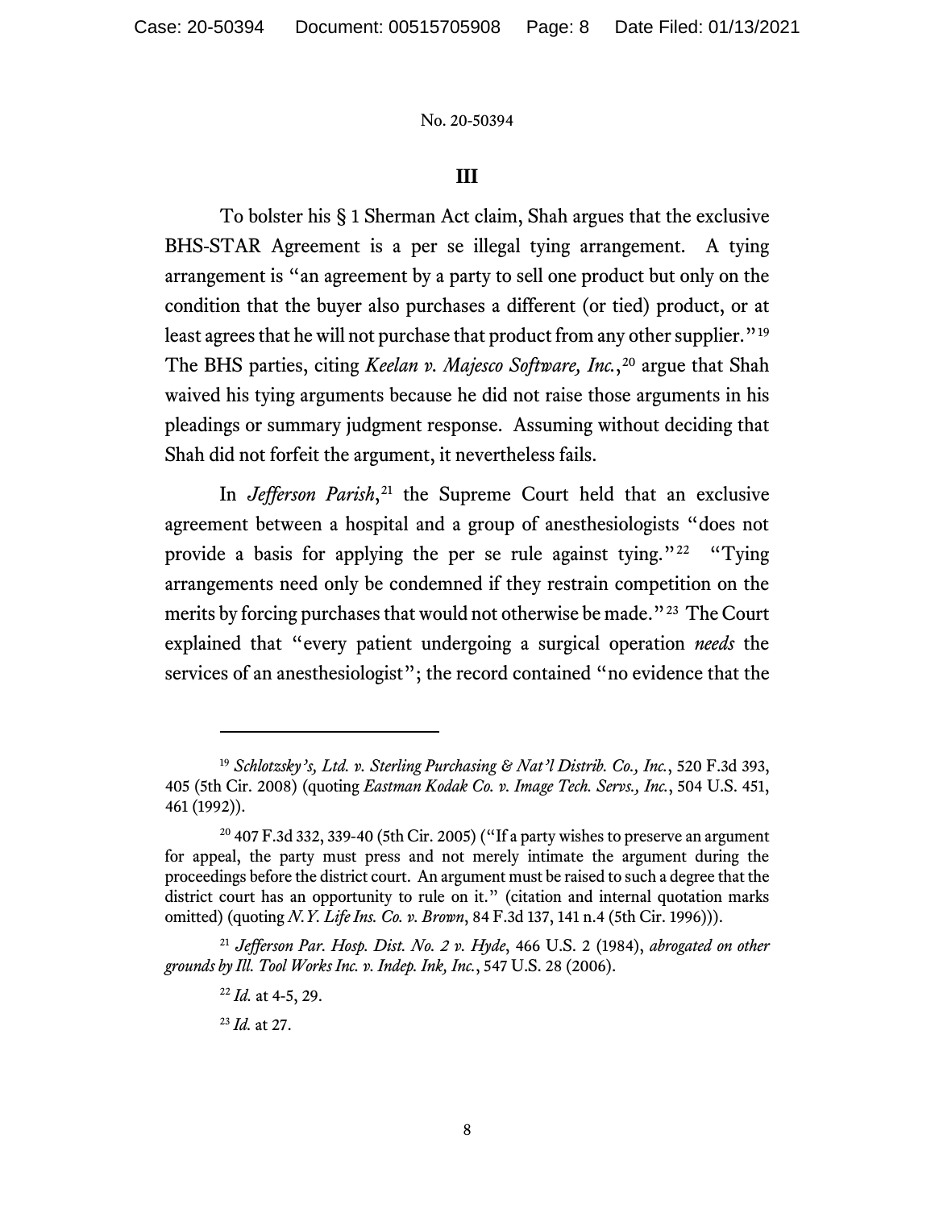### III

To bolster his § 1 Sherman Act claim, Shah argues that the exclusive BHS-STAR Agreement is a per se illegal tying arrangement. A tying arrangement is "an agreement by a party to sell one product but only on the condition that the buyer also purchases a different (or tied) product, or at least agrees that he will not purchase that product from any other supplier."[19] The BHS parties, citing *Keelan v. Majesco Software, Inc.*,[20] argue that Shah waived his tying arguments because he did not raise those arguments in his pleadings or summary judgment response. Assuming without deciding that Shah did not forfeit the argument, it nevertheless fails.

In *Jefferson Parish*,[21] the Supreme Court held that an exclusive agreement between a hospital and a group of anesthesiologists "does not provide a basis for applying the per se rule against tying."[22] "Tying arrangements need only be condemned if they restrain competition on the merits by forcing purchases that would not otherwise be made."[23] The Court explained that "every patient undergoing a surgical operation *needs* the services of an anesthesiologist"; the record contained "no evidence that the

---

[19] *Schlotzsky's, Ltd. v. Sterling Purchasing & Nat'l Distrib. Co., Inc.*, 520 F.3d 393, 405 (5th Cir. 2008) (quoting *Eastman Kodak Co. v. Image Tech. Servs., Inc.*, 504 U.S. 451, 461 (1992)).

[20] 407 F.3d 332, 339-40 (5th Cir. 2005) ("If a party wishes to preserve an argument for appeal, the party must press and not merely intimate the argument during the proceedings before the district court. An argument must be raised to such a degree that the district court has an opportunity to rule on it." (citation and internal quotation marks omitted) (quoting *N.Y. Life Ins. Co. v. Brown*, 84 F.3d 137, 141 n.4 (5th Cir. 1996))).

[21] *Jefferson Par. Hosp. Dist. No. 2 v. Hyde*, 466 U.S. 2 (1984), *abrogated on other grounds by Ill. Tool Works Inc. v. Indep. Ink, Inc.*, 547 U.S. 28 (2006).

[22] *Id.* at 4-5, 29.

[23] *Id.* at 27.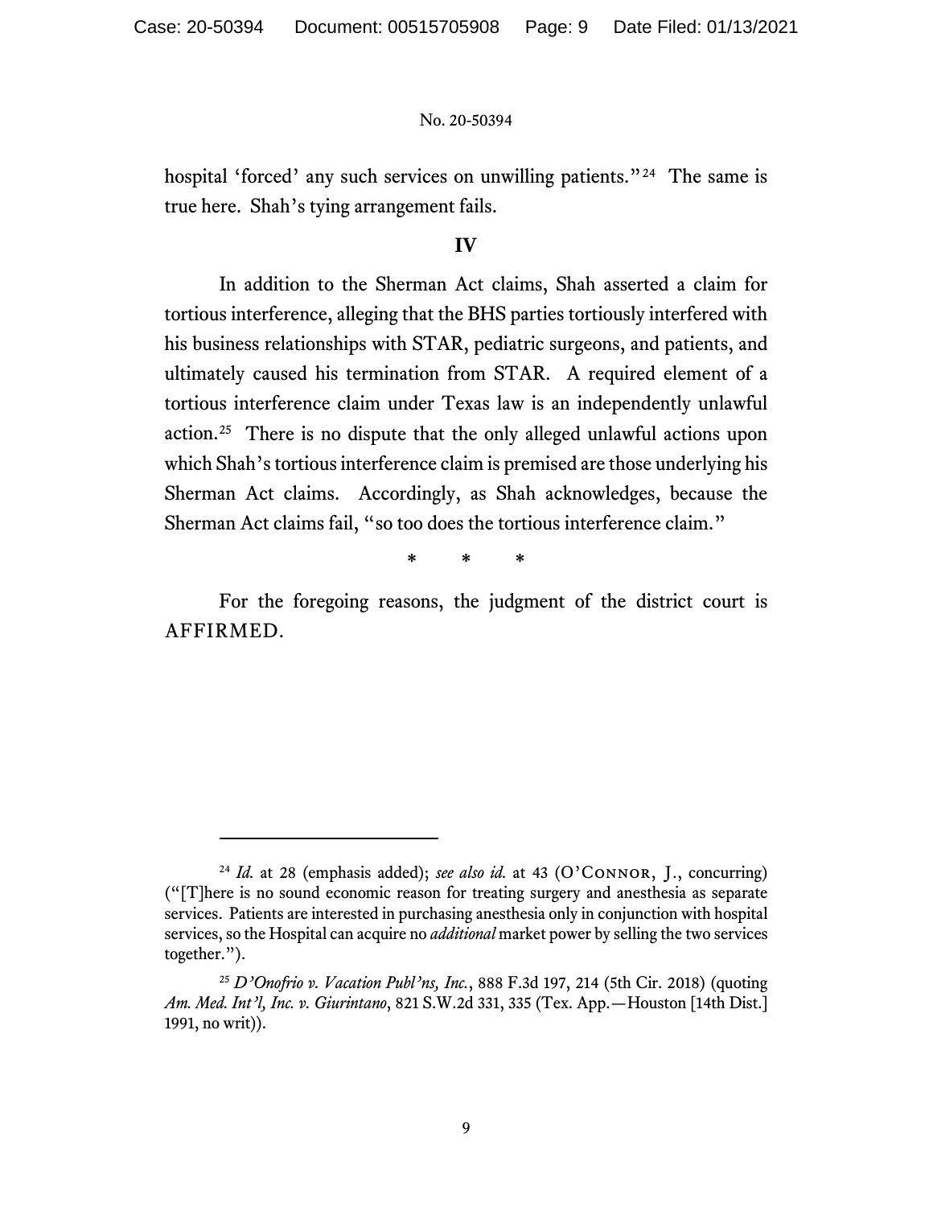hospital 'forced' any such services on unwilling patients."[24] The same is true here. Shah's tying arrangement fails.

## IV

In addition to the Sherman Act claims, Shah asserted a claim for tortious interference, alleging that the BHS parties tortiously interfered with his business relationships with STAR, pediatric surgeons, and patients, and ultimately caused his termination from STAR. A required element of a tortious interference claim under Texas law is an independently unlawful action.[25] There is no dispute that the only alleged unlawful actions upon which Shah's tortious interference claim is premised are those underlying his Sherman Act claims. Accordingly, as Shah acknowledges, because the Sherman Act claims fail, "so too does the tortious interference claim."

\* \* \*

For the foregoing reasons, the judgment of the district court is AFFIRMED.

---

[24] *Id.* at 28 (emphasis added); *see also id.* at 43 (O'Connor, J., concurring) ("[T]here is no sound economic reason for treating surgery and anesthesia as separate services. Patients are interested in purchasing anesthesia only in conjunction with hospital services, so the Hospital can acquire no *additional* market power by selling the two services together.").

[25] *D'Onofrio v. Vacation Publ'ns, Inc.*, 888 F.3d 197, 214 (5th Cir. 2018) (quoting *Am. Med. Int'l, Inc. v. Giurintano*, 821 S.W.2d 331, 335 (Tex. App.—Houston [14th Dist.] 1991, no writ)).